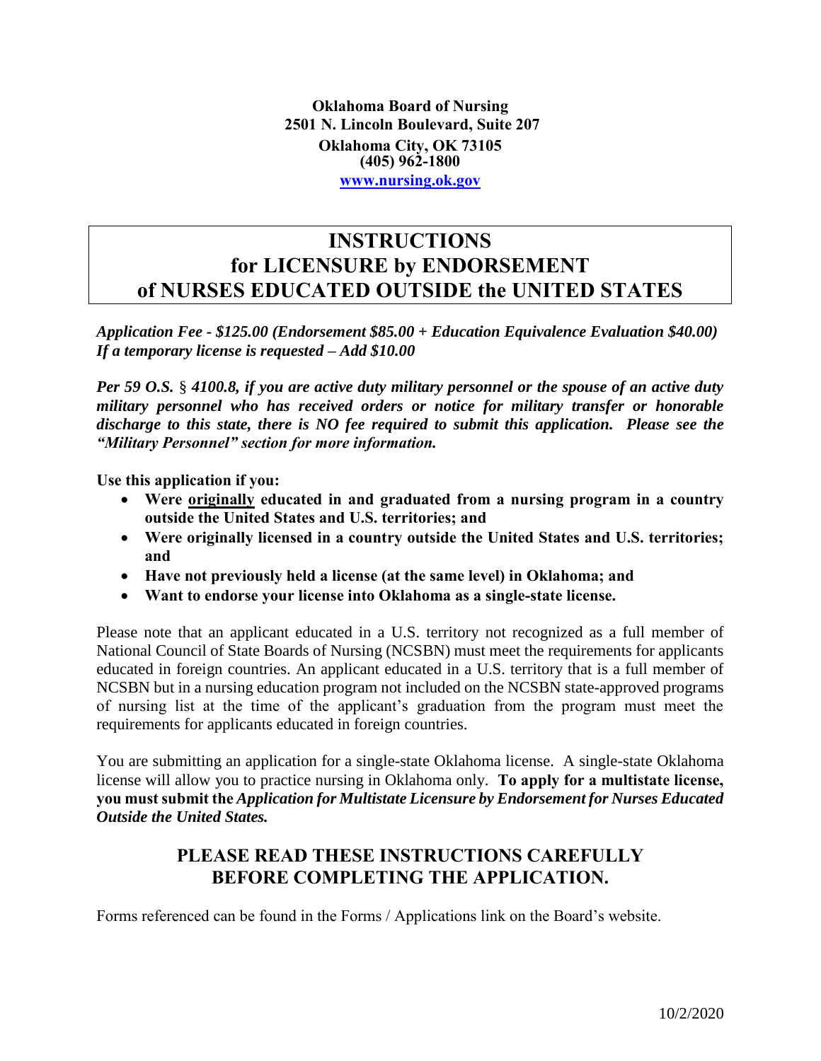**Oklahoma Board of Nursing**
**2501 N. Lincoln Boulevard, Suite 207**
**Oklahoma City, OK 73105**
**(405) 962-1800**
**www.nursing.ok.gov**

# INSTRUCTIONS for LICENSURE by ENDORSEMENT of NURSES EDUCATED OUTSIDE the UNITED STATES

***Application Fee - $125.00 (Endorsement $85.00 + Education Equivalence Evaluation $40.00)***
***If a temporary license is requested – Add $10.00***

***Per 59 O.S. § 4100.8, if you are active duty military personnel or the spouse of an active duty military personnel who has received orders or notice for military transfer or honorable discharge to this state, there is NO fee required to submit this application. Please see the "Military Personnel" section for more information.***

**Use this application if you:**

- **Were originally educated in and graduated from a nursing program in a country outside the United States and U.S. territories; and**
- **Were originally licensed in a country outside the United States and U.S. territories; and**
- **Have not previously held a license (at the same level) in Oklahoma; and**
- **Want to endorse your license into Oklahoma as a single-state license.**

Please note that an applicant educated in a U.S. territory not recognized as a full member of National Council of State Boards of Nursing (NCSBN) must meet the requirements for applicants educated in foreign countries. An applicant educated in a U.S. territory that is a full member of NCSBN but in a nursing education program not included on the NCSBN state-approved programs of nursing list at the time of the applicant's graduation from the program must meet the requirements for applicants educated in foreign countries.

You are submitting an application for a single-state Oklahoma license. A single-state Oklahoma license will allow you to practice nursing in Oklahoma only. **To apply for a multistate license, you must submit the *Application for Multistate Licensure by Endorsement for Nurses Educated Outside the United States.***

## PLEASE READ THESE INSTRUCTIONS CAREFULLY BEFORE COMPLETING THE APPLICATION.

Forms referenced can be found in the Forms / Applications link on the Board's website.

10/2/2020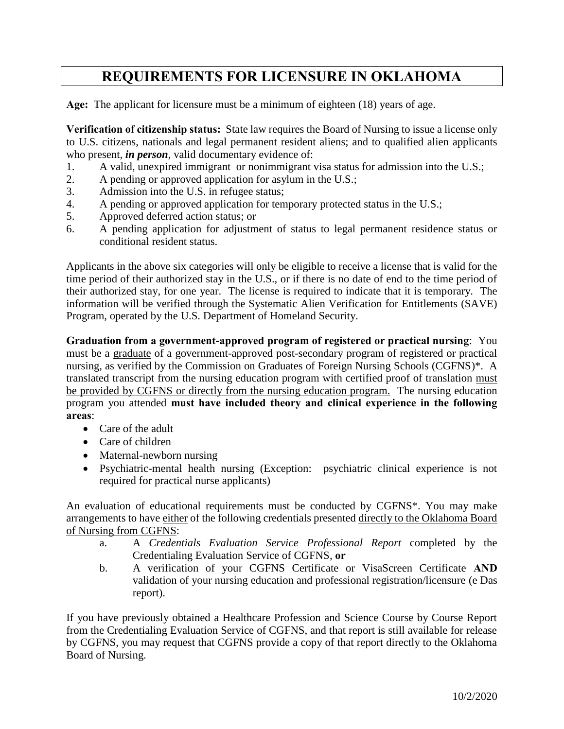# REQUIREMENTS FOR LICENSURE IN OKLAHOMA

**Age:** The applicant for licensure must be a minimum of eighteen (18) years of age.

**Verification of citizenship status:** State law requires the Board of Nursing to issue a license only to U.S. citizens, nationals and legal permanent resident aliens; and to qualified alien applicants who present, ***in person***, valid documentary evidence of:

1. A valid, unexpired immigrant or nonimmigrant visa status for admission into the U.S.;
2. A pending or approved application for asylum in the U.S.;
3. Admission into the U.S. in refugee status;
4. A pending or approved application for temporary protected status in the U.S.;
5. Approved deferred action status; or
6. A pending application for adjustment of status to legal permanent residence status or conditional resident status.

Applicants in the above six categories will only be eligible to receive a license that is valid for the time period of their authorized stay in the U.S., or if there is no date of end to the time period of their authorized stay, for one year. The license is required to indicate that it is temporary. The information will be verified through the Systematic Alien Verification for Entitlements (SAVE) Program, operated by the U.S. Department of Homeland Security.

**Graduation from a government-approved program of registered or practical nursing**: You must be a graduate of a government-approved post-secondary program of registered or practical nursing, as verified by the Commission on Graduates of Foreign Nursing Schools (CGFNS)*. A translated transcript from the nursing education program with certified proof of translation must be provided by CGFNS or directly from the nursing education program. The nursing education program you attended **must have included theory and clinical experience in the following areas**:

- Care of the adult
- Care of children
- Maternal-newborn nursing
- Psychiatric-mental health nursing (Exception: psychiatric clinical experience is not required for practical nurse applicants)

An evaluation of educational requirements must be conducted by CGFNS*. You may make arrangements to have either of the following credentials presented directly to the Oklahoma Board of Nursing from CGFNS:

a. A *Credentials Evaluation Service Professional Report* completed by the Credentialing Evaluation Service of CGFNS, **or**

b. A verification of your CGFNS Certificate or VisaScreen Certificate **AND** validation of your nursing education and professional registration/licensure (e Das report).

If you have previously obtained a Healthcare Profession and Science Course by Course Report from the Credentialing Evaluation Service of CGFNS, and that report is still available for release by CGFNS, you may request that CGFNS provide a copy of that report directly to the Oklahoma Board of Nursing.

10/2/2020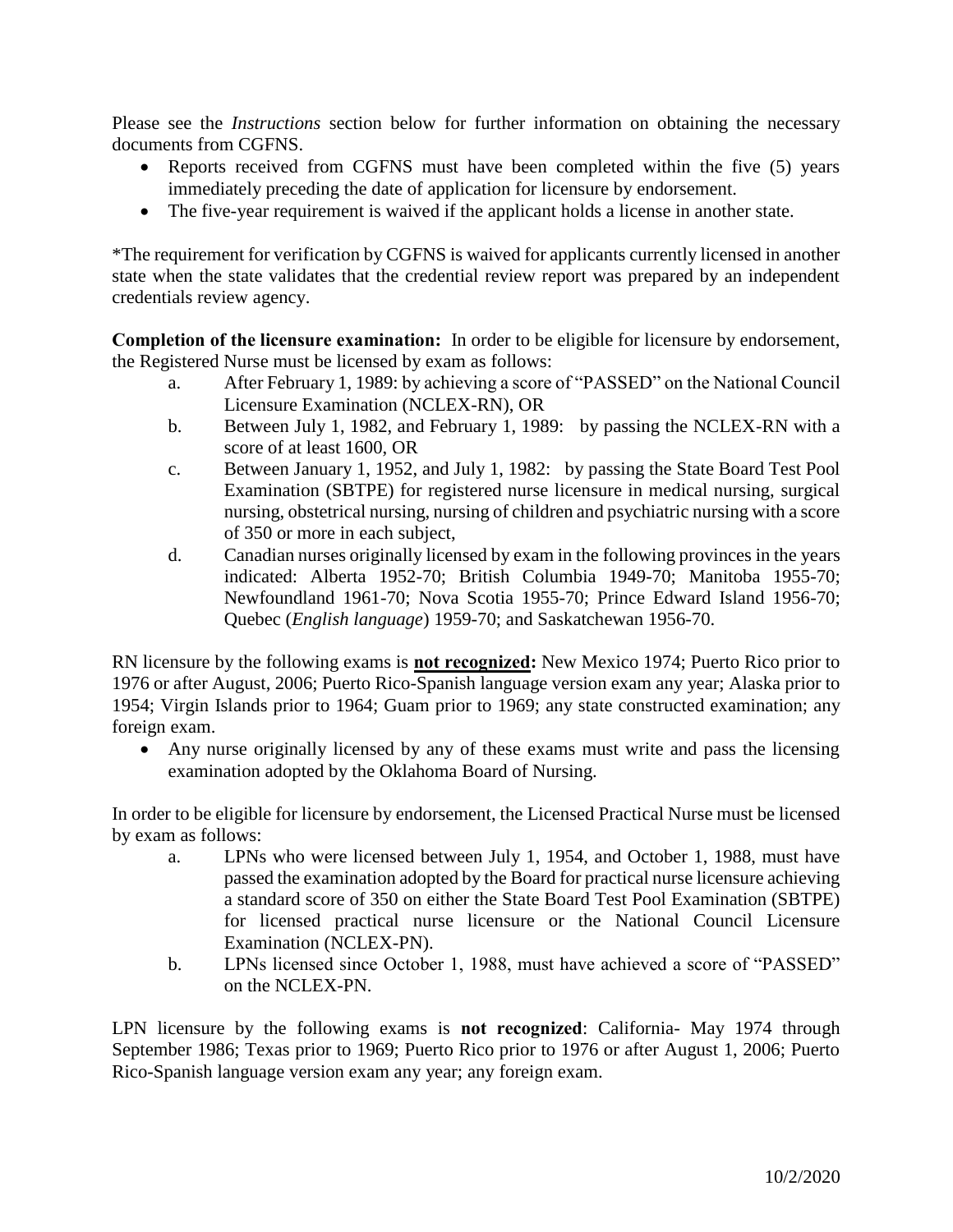Please see the *Instructions* section below for further information on obtaining the necessary documents from CGFNS.

- Reports received from CGFNS must have been completed within the five (5) years immediately preceding the date of application for licensure by endorsement.
- The five-year requirement is waived if the applicant holds a license in another state.

*The requirement for verification by CGFNS is waived for applicants currently licensed in another state when the state validates that the credential review report was prepared by an independent credentials review agency.

**Completion of the licensure examination:** In order to be eligible for licensure by endorsement, the Registered Nurse must be licensed by exam as follows:

a. After February 1, 1989: by achieving a score of "PASSED" on the National Council Licensure Examination (NCLEX-RN), OR
b. Between July 1, 1982, and February 1, 1989: by passing the NCLEX-RN with a score of at least 1600, OR
c. Between January 1, 1952, and July 1, 1982: by passing the State Board Test Pool Examination (SBTPE) for registered nurse licensure in medical nursing, surgical nursing, obstetrical nursing, nursing of children and psychiatric nursing with a score of 350 or more in each subject,
d. Canadian nurses originally licensed by exam in the following provinces in the years indicated: Alberta 1952-70; British Columbia 1949-70; Manitoba 1955-70; Newfoundland 1961-70; Nova Scotia 1955-70; Prince Edward Island 1956-70; Quebec (*English language*) 1959-70; and Saskatchewan 1956-70.

RN licensure by the following exams is **not recognized:** New Mexico 1974; Puerto Rico prior to 1976 or after August, 2006; Puerto Rico-Spanish language version exam any year; Alaska prior to 1954; Virgin Islands prior to 1964; Guam prior to 1969; any state constructed examination; any foreign exam.

- Any nurse originally licensed by any of these exams must write and pass the licensing examination adopted by the Oklahoma Board of Nursing.

In order to be eligible for licensure by endorsement, the Licensed Practical Nurse must be licensed by exam as follows:

a. LPNs who were licensed between July 1, 1954, and October 1, 1988, must have passed the examination adopted by the Board for practical nurse licensure achieving a standard score of 350 on either the State Board Test Pool Examination (SBTPE) for licensed practical nurse licensure or the National Council Licensure Examination (NCLEX-PN).
b. LPNs licensed since October 1, 1988, must have achieved a score of "PASSED" on the NCLEX-PN.

LPN licensure by the following exams is **not recognized**: California- May 1974 through September 1986; Texas prior to 1969; Puerto Rico prior to 1976 or after August 1, 2006; Puerto Rico-Spanish language version exam any year; any foreign exam.

10/2/2020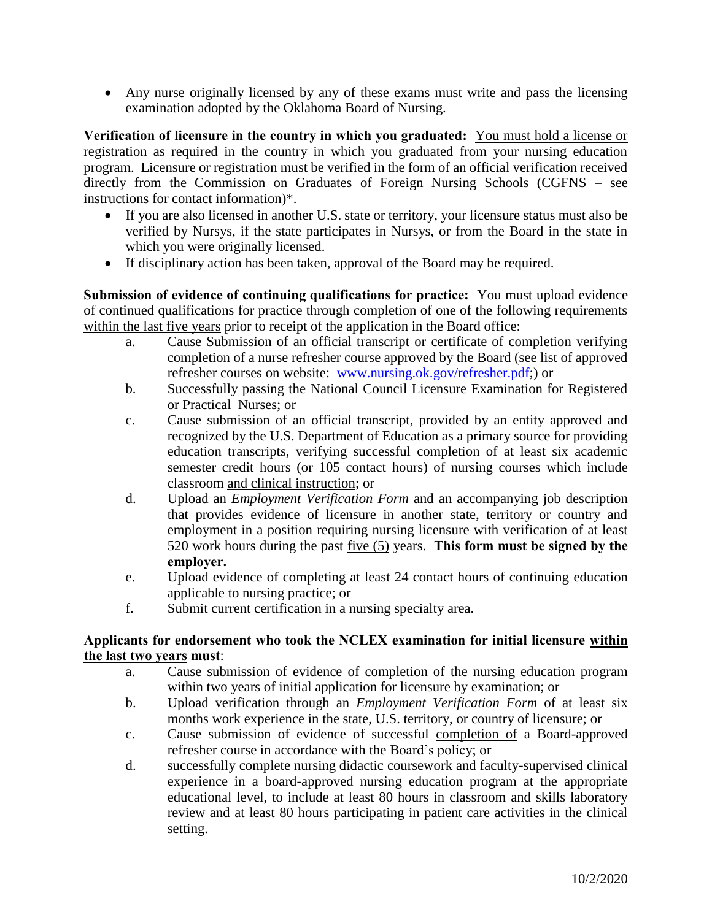- Any nurse originally licensed by any of these exams must write and pass the licensing examination adopted by the Oklahoma Board of Nursing.

**Verification of licensure in the country in which you graduated:** <u>You must hold a license or registration as required in the country in which you graduated from your nursing education program</u>. Licensure or registration must be verified in the form of an official verification received directly from the Commission on Graduates of Foreign Nursing Schools (CGFNS – see instructions for contact information)*.

- If you are also licensed in another U.S. state or territory, your licensure status must also be verified by Nursys, if the state participates in Nursys, or from the Board in the state in which you were originally licensed.
- If disciplinary action has been taken, approval of the Board may be required.

**Submission of evidence of continuing qualifications for practice:** You must upload evidence of continued qualifications for practice through completion of one of the following requirements <u>within the last five years</u> prior to receipt of the application in the Board office:

a. Cause Submission of an official transcript or certificate of completion verifying completion of a nurse refresher course approved by the Board (see list of approved refresher courses on website: [www.nursing.ok.gov/refresher.pdf](www.nursing.ok.gov/refresher.pdf);) or

b. Successfully passing the National Council Licensure Examination for Registered or Practical Nurses; or

c. Cause submission of an official transcript, provided by an entity approved and recognized by the U.S. Department of Education as a primary source for providing education transcripts, verifying successful completion of at least six academic semester credit hours (or 105 contact hours) of nursing courses which include classroom <u>and clinical instruction</u>; or

d. Upload an *Employment Verification Form* and an accompanying job description that provides evidence of licensure in another state, territory or country and employment in a position requiring nursing licensure with verification of at least 520 work hours during the past <u>five (5)</u> years. **This form must be signed by the employer.**

e. Upload evidence of completing at least 24 contact hours of continuing education applicable to nursing practice; or

f. Submit current certification in a nursing specialty area.

**Applicants for endorsement who took the NCLEX examination for initial licensure <u>within the last two years</u> must**:

a. <u>Cause submission of</u> evidence of completion of the nursing education program within two years of initial application for licensure by examination; or

b. Upload verification through an *Employment Verification Form* of at least six months work experience in the state, U.S. territory, or country of licensure; or

c. Cause submission of evidence of successful <u>completion of</u> a Board-approved refresher course in accordance with the Board's policy; or

d. successfully complete nursing didactic coursework and faculty-supervised clinical experience in a board-approved nursing education program at the appropriate educational level, to include at least 80 hours in classroom and skills laboratory review and at least 80 hours participating in patient care activities in the clinical setting.

10/2/2020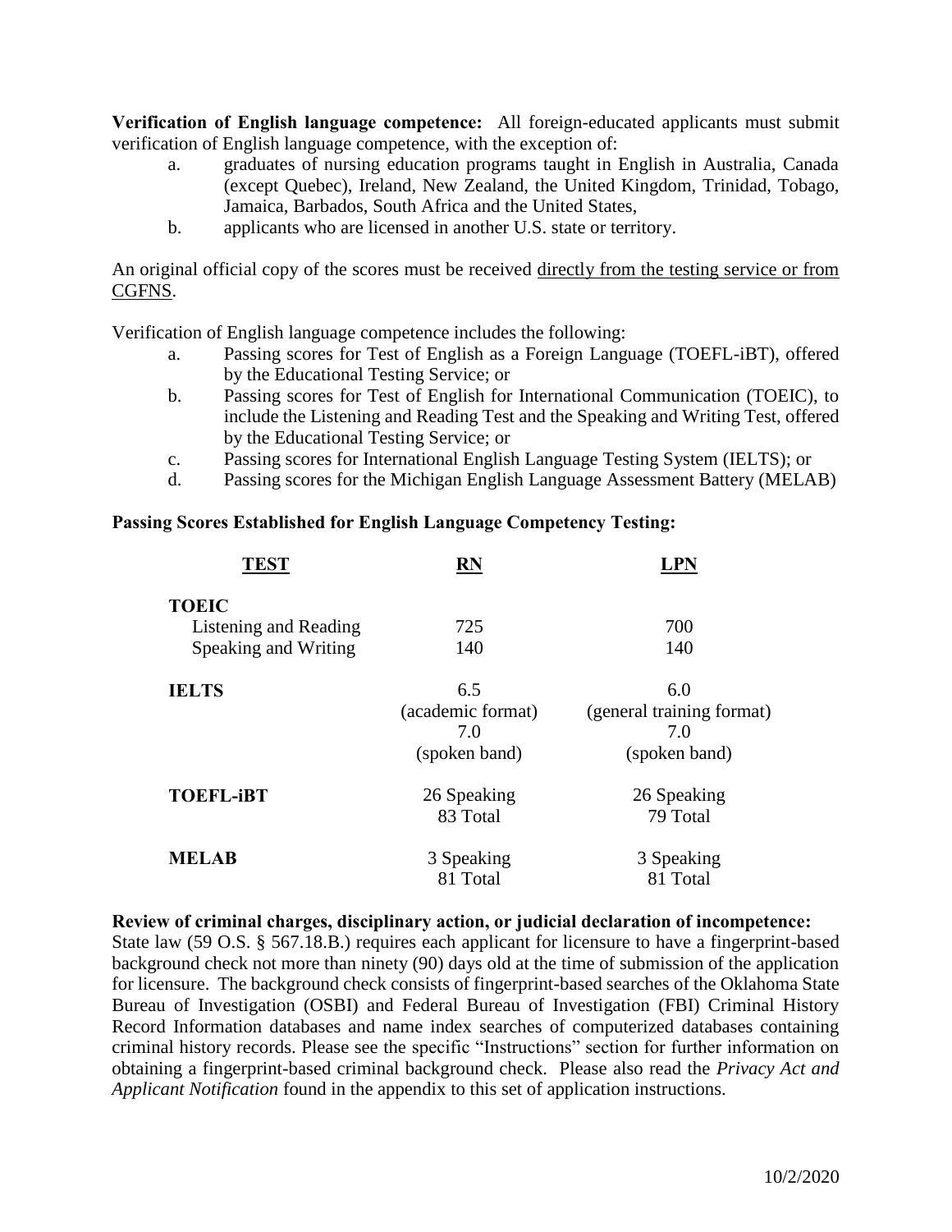**Verification of English language competence:** All foreign-educated applicants must submit verification of English language competence, with the exception of:

a. graduates of nursing education programs taught in English in Australia, Canada (except Quebec), Ireland, New Zealand, the United Kingdom, Trinidad, Tobago, Jamaica, Barbados, South Africa and the United States,

b. applicants who are licensed in another U.S. state or territory.

An original official copy of the scores must be received <u>directly from the testing service or from CGFNS</u>.

Verification of English language competence includes the following:

a. Passing scores for Test of English as a Foreign Language (TOEFL-iBT), offered by the Educational Testing Service; or

b. Passing scores for Test of English for International Communication (TOEIC), to include the Listening and Reading Test and the Speaking and Writing Test, offered by the Educational Testing Service; or

c. Passing scores for International English Language Testing System (IELTS); or

d. Passing scores for the Michigan English Language Assessment Battery (MELAB)

**Passing Scores Established for English Language Competency Testing:**

| TEST | RN | LPN |
|---|---|---|
| **TOEIC** | | |
| Listening and Reading | 725 | 700 |
| Speaking and Writing | 140 | 140 |
| **IELTS** | 6.5 (academic format) 7.0 (spoken band) | 6.0 (general training format) 7.0 (spoken band) |
| **TOEFL-iBT** | 26 Speaking 83 Total | 26 Speaking 79 Total |
| **MELAB** | 3 Speaking 81 Total | 3 Speaking 81 Total |

**Review of criminal charges, disciplinary action, or judicial declaration of incompetence:** State law (59 O.S. § 567.18.B.) requires each applicant for licensure to have a fingerprint-based background check not more than ninety (90) days old at the time of submission of the application for licensure. The background check consists of fingerprint-based searches of the Oklahoma State Bureau of Investigation (OSBI) and Federal Bureau of Investigation (FBI) Criminal History Record Information databases and name index searches of computerized databases containing criminal history records. Please see the specific "Instructions" section for further information on obtaining a fingerprint-based criminal background check. Please also read the *Privacy Act and Applicant Notification* found in the appendix to this set of application instructions.

10/2/2020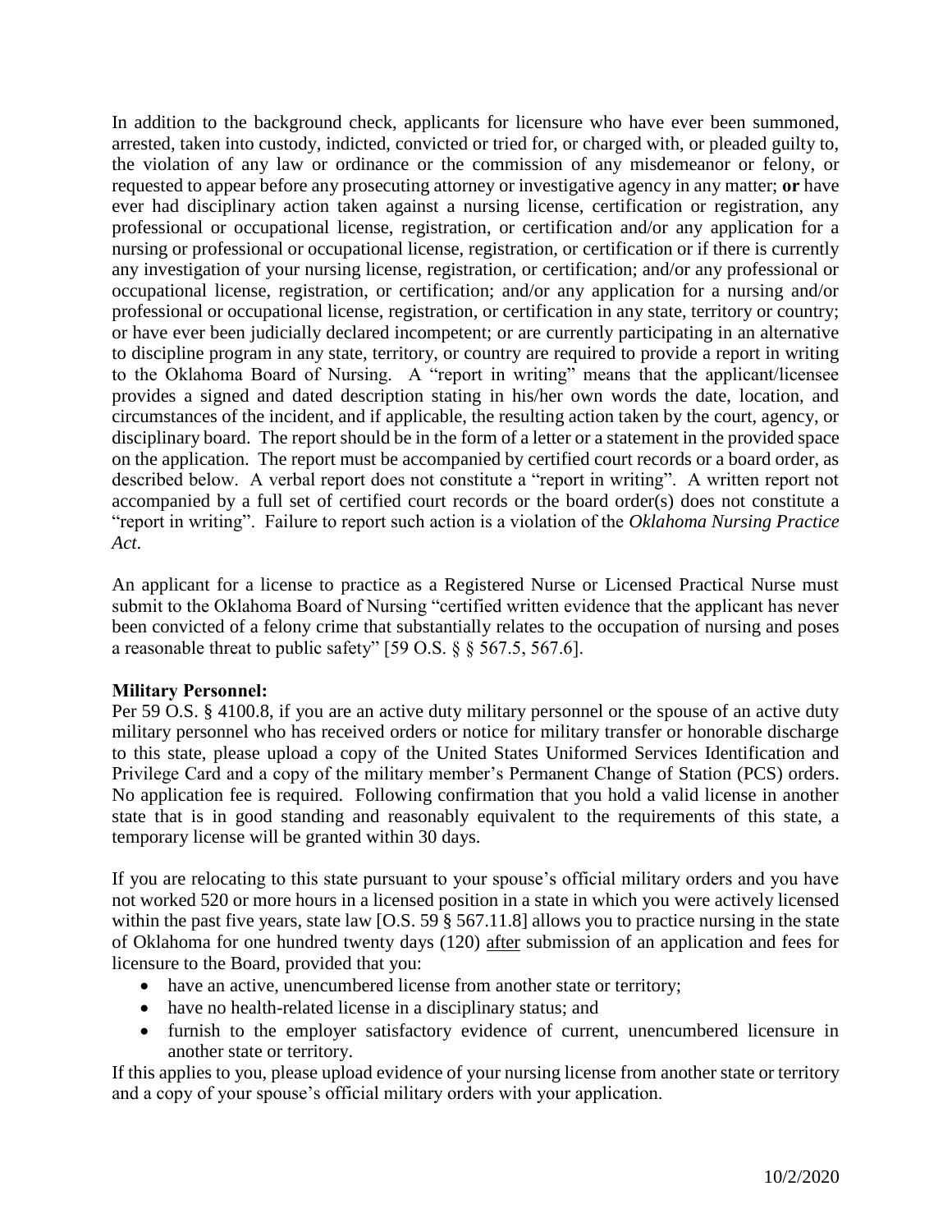In addition to the background check, applicants for licensure who have ever been summoned, arrested, taken into custody, indicted, convicted or tried for, or charged with, or pleaded guilty to, the violation of any law or ordinance or the commission of any misdemeanor or felony, or requested to appear before any prosecuting attorney or investigative agency in any matter; **or** have ever had disciplinary action taken against a nursing license, certification or registration, any professional or occupational license, registration, or certification and/or any application for a nursing or professional or occupational license, registration, or certification or if there is currently any investigation of your nursing license, registration, or certification; and/or any professional or occupational license, registration, or certification; and/or any application for a nursing and/or professional or occupational license, registration, or certification in any state, territory or country; or have ever been judicially declared incompetent; or are currently participating in an alternative to discipline program in any state, territory, or country are required to provide a report in writing to the Oklahoma Board of Nursing. A "report in writing" means that the applicant/licensee provides a signed and dated description stating in his/her own words the date, location, and circumstances of the incident, and if applicable, the resulting action taken by the court, agency, or disciplinary board. The report should be in the form of a letter or a statement in the provided space on the application. The report must be accompanied by certified court records or a board order, as described below. A verbal report does not constitute a "report in writing". A written report not accompanied by a full set of certified court records or the board order(s) does not constitute a "report in writing". Failure to report such action is a violation of the *Oklahoma Nursing Practice Act*.

An applicant for a license to practice as a Registered Nurse or Licensed Practical Nurse must submit to the Oklahoma Board of Nursing "certified written evidence that the applicant has never been convicted of a felony crime that substantially relates to the occupation of nursing and poses a reasonable threat to public safety" [59 O.S. § § 567.5, 567.6].

**Military Personnel:**

Per 59 O.S. § 4100.8, if you are an active duty military personnel or the spouse of an active duty military personnel who has received orders or notice for military transfer or honorable discharge to this state, please upload a copy of the United States Uniformed Services Identification and Privilege Card and a copy of the military member's Permanent Change of Station (PCS) orders. No application fee is required. Following confirmation that you hold a valid license in another state that is in good standing and reasonably equivalent to the requirements of this state, a temporary license will be granted within 30 days.

If you are relocating to this state pursuant to your spouse's official military orders and you have not worked 520 or more hours in a licensed position in a state in which you were actively licensed within the past five years, state law [O.S. 59 § 567.11.8] allows you to practice nursing in the state of Oklahoma for one hundred twenty days (120) after submission of an application and fees for licensure to the Board, provided that you:

- have an active, unencumbered license from another state or territory;
- have no health-related license in a disciplinary status; and
- furnish to the employer satisfactory evidence of current, unencumbered licensure in another state or territory.

If this applies to you, please upload evidence of your nursing license from another state or territory and a copy of your spouse's official military orders with your application.

10/2/2020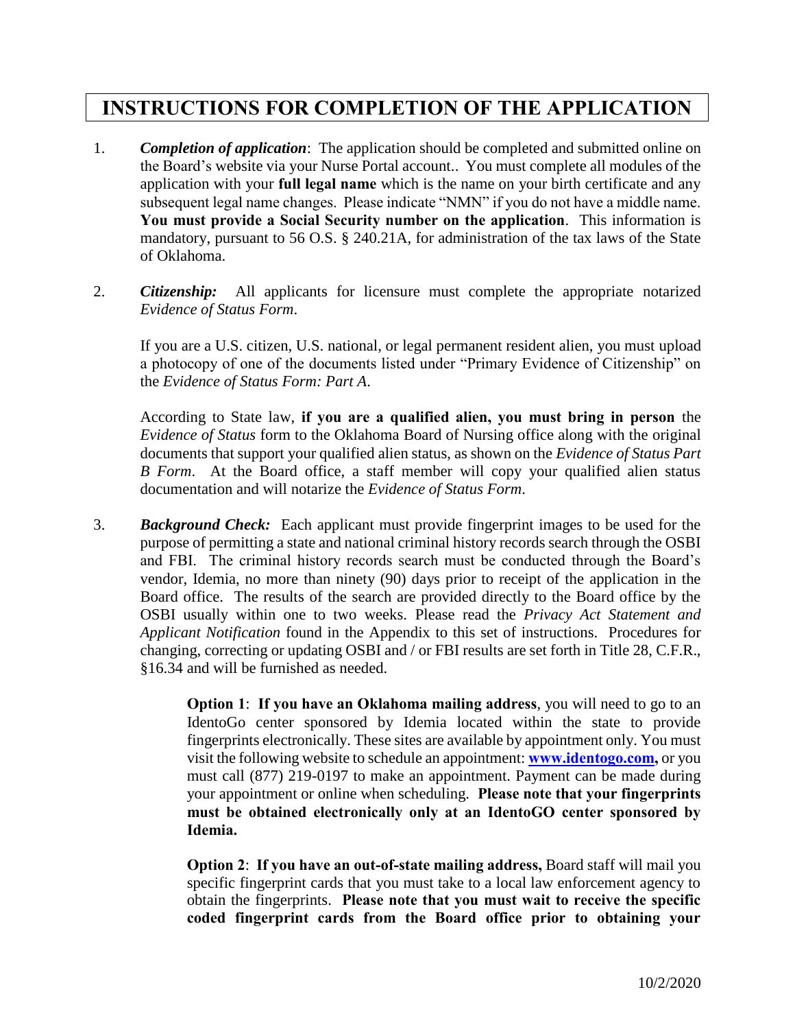# INSTRUCTIONS FOR COMPLETION OF THE APPLICATION

1. ***Completion of application***: The application should be completed and submitted online on the Board's website via your Nurse Portal account.. You must complete all modules of the application with your **full legal name** which is the name on your birth certificate and any subsequent legal name changes. Please indicate "NMN" if you do not have a middle name. **You must provide a Social Security number on the application**. This information is mandatory, pursuant to 56 O.S. § 240.21A, for administration of the tax laws of the State of Oklahoma.

2. ***Citizenship:*** All applicants for licensure must complete the appropriate notarized *Evidence of Status Form*.

   If you are a U.S. citizen, U.S. national, or legal permanent resident alien, you must upload a photocopy of one of the documents listed under "Primary Evidence of Citizenship" on the *Evidence of Status Form: Part A*.

   According to State law, **if you are a qualified alien, you must bring in person** the *Evidence of Status* form to the Oklahoma Board of Nursing office along with the original documents that support your qualified alien status, as shown on the *Evidence of Status Part B Form*. At the Board office, a staff member will copy your qualified alien status documentation and will notarize the *Evidence of Status Form*.

3. ***Background Check:*** Each applicant must provide fingerprint images to be used for the purpose of permitting a state and national criminal history records search through the OSBI and FBI. The criminal history records search must be conducted through the Board's vendor, Idemia, no more than ninety (90) days prior to receipt of the application in the Board office. The results of the search are provided directly to the Board office by the OSBI usually within one to two weeks. Please read the *Privacy Act Statement and Applicant Notification* found in the Appendix to this set of instructions. Procedures for changing, correcting or updating OSBI and / or FBI results are set forth in Title 28, C.F.R., §16.34 and will be furnished as needed.

   **Option 1**: **If you have an Oklahoma mailing address**, you will need to go to an IdentoGo center sponsored by Idemia located within the state to provide fingerprints electronically. These sites are available by appointment only. You must visit the following website to schedule an appointment: **[www.identogo.com](http://www.identogo.com),** or you must call (877) 219-0197 to make an appointment. Payment can be made during your appointment or online when scheduling. **Please note that your fingerprints must be obtained electronically only at an IdentoGO center sponsored by Idemia.**

   **Option 2**: **If you have an out-of-state mailing address,** Board staff will mail you specific fingerprint cards that you must take to a local law enforcement agency to obtain the fingerprints. **Please note that you must wait to receive the specific coded fingerprint cards from the Board office prior to obtaining your**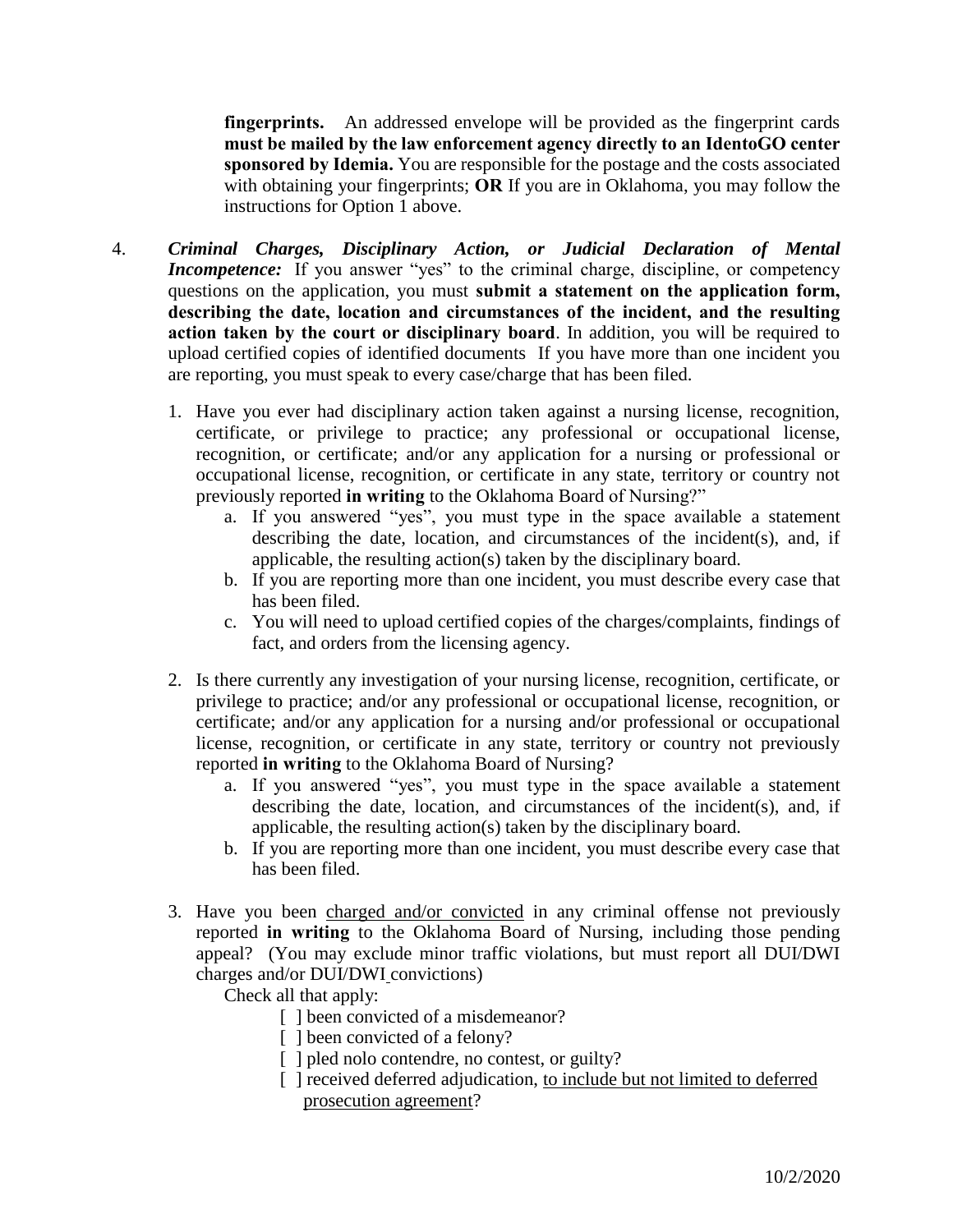**fingerprints.** An addressed envelope will be provided as the fingerprint cards **must be mailed by the law enforcement agency directly to an IdentoGO center sponsored by Idemia.** You are responsible for the postage and the costs associated with obtaining your fingerprints; **OR** If you are in Oklahoma, you may follow the instructions for Option 1 above.

4. ***Criminal Charges, Disciplinary Action, or Judicial Declaration of Mental Incompetence:*** If you answer "yes" to the criminal charge, discipline, or competency questions on the application, you must **submit a statement on the application form, describing the date, location and circumstances of the incident, and the resulting action taken by the court or disciplinary board**. In addition, you will be required to upload certified copies of identified documents If you have more than one incident you are reporting, you must speak to every case/charge that has been filed.

   1. Have you ever had disciplinary action taken against a nursing license, recognition, certificate, or privilege to practice; any professional or occupational license, recognition, or certificate; and/or any application for a nursing or professional or occupational license, recognition, or certificate in any state, territory or country not previously reported **in writing** to the Oklahoma Board of Nursing?"
      a. If you answered "yes", you must type in the space available a statement describing the date, location, and circumstances of the incident(s), and, if applicable, the resulting action(s) taken by the disciplinary board.
      b. If you are reporting more than one incident, you must describe every case that has been filed.
      c. You will need to upload certified copies of the charges/complaints, findings of fact, and orders from the licensing agency.

   2. Is there currently any investigation of your nursing license, recognition, certificate, or privilege to practice; and/or any professional or occupational license, recognition, or certificate; and/or any application for a nursing and/or professional or occupational license, recognition, or certificate in any state, territory or country not previously reported **in writing** to the Oklahoma Board of Nursing?
      a. If you answered "yes", you must type in the space available a statement describing the date, location, and circumstances of the incident(s), and, if applicable, the resulting action(s) taken by the disciplinary board.
      b. If you are reporting more than one incident, you must describe every case that has been filed.

   3. Have you been <u>charged and/or convicted</u> in any criminal offense not previously reported **in writing** to the Oklahoma Board of Nursing, including those pending appeal? (You may exclude minor traffic violations, but must report all DUI/DWI charges and/or DUI/DWI convictions)

      Check all that apply:

      [ ] been convicted of a misdemeanor?
      [ ] been convicted of a felony?
      [ ] pled nolo contendre, no contest, or guilty?
      [ ] received deferred adjudication, <u>to include but not limited to deferred prosecution agreement</u>?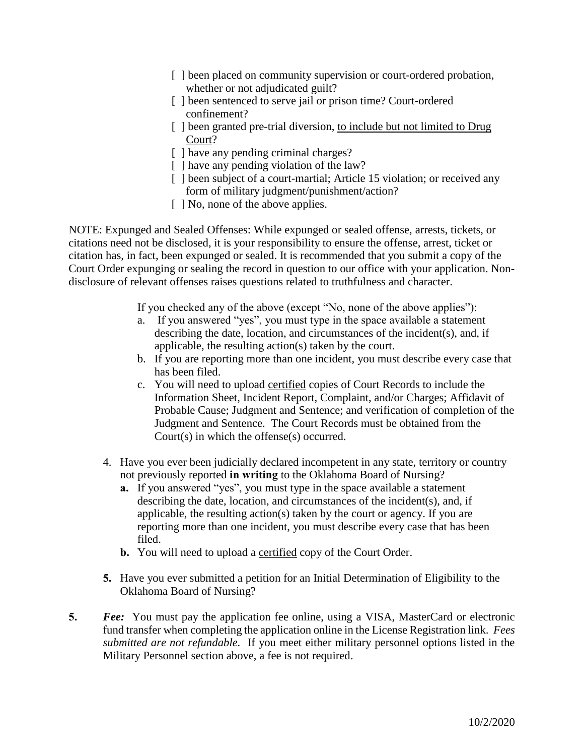- [ ] been placed on community supervision or court-ordered probation, whether or not adjudicated guilt?
- [ ] been sentenced to serve jail or prison time? Court-ordered confinement?
- [ ] been granted pre-trial diversion, <u>to include but not limited to Drug Court</u>?
- [ ] have any pending criminal charges?
- [ ] have any pending violation of the law?
- [ ] been subject of a court-martial; Article 15 violation; or received any form of military judgment/punishment/action?
- [ ] No, none of the above applies.

NOTE: Expunged and Sealed Offenses: While expunged or sealed offense, arrests, tickets, or citations need not be disclosed, it is your responsibility to ensure the offense, arrest, ticket or citation has, in fact, been expunged or sealed. It is recommended that you submit a copy of the Court Order expunging or sealing the record in question to our office with your application. Non-disclosure of relevant offenses raises questions related to truthfulness and character.

If you checked any of the above (except "No, none of the above applies"):

a. If you answered "yes", you must type in the space available a statement describing the date, location, and circumstances of the incident(s), and, if applicable, the resulting action(s) taken by the court.
b. If you are reporting more than one incident, you must describe every case that has been filed.
c. You will need to upload <u>certified</u> copies of Court Records to include the Information Sheet, Incident Report, Complaint, and/or Charges; Affidavit of Probable Cause; Judgment and Sentence; and verification of completion of the Judgment and Sentence. The Court Records must be obtained from the Court(s) in which the offense(s) occurred.

4. Have you ever been judicially declared incompetent in any state, territory or country not previously reported **in writing** to the Oklahoma Board of Nursing?
   - **a.** If you answered "yes", you must type in the space available a statement describing the date, location, and circumstances of the incident(s), and, if applicable, the resulting action(s) taken by the court or agency. If you are reporting more than one incident, you must describe every case that has been filed.
   - **b.** You will need to upload a <u>certified</u> copy of the Court Order.

**5.** Have you ever submitted a petition for an Initial Determination of Eligibility to the Oklahoma Board of Nursing?

**5.** ***Fee:*** You must pay the application fee online, using a VISA, MasterCard or electronic fund transfer when completing the application online in the License Registration link. *Fees submitted are not refundable.* If you meet either military personnel options listed in the Military Personnel section above, a fee is not required.

10/2/2020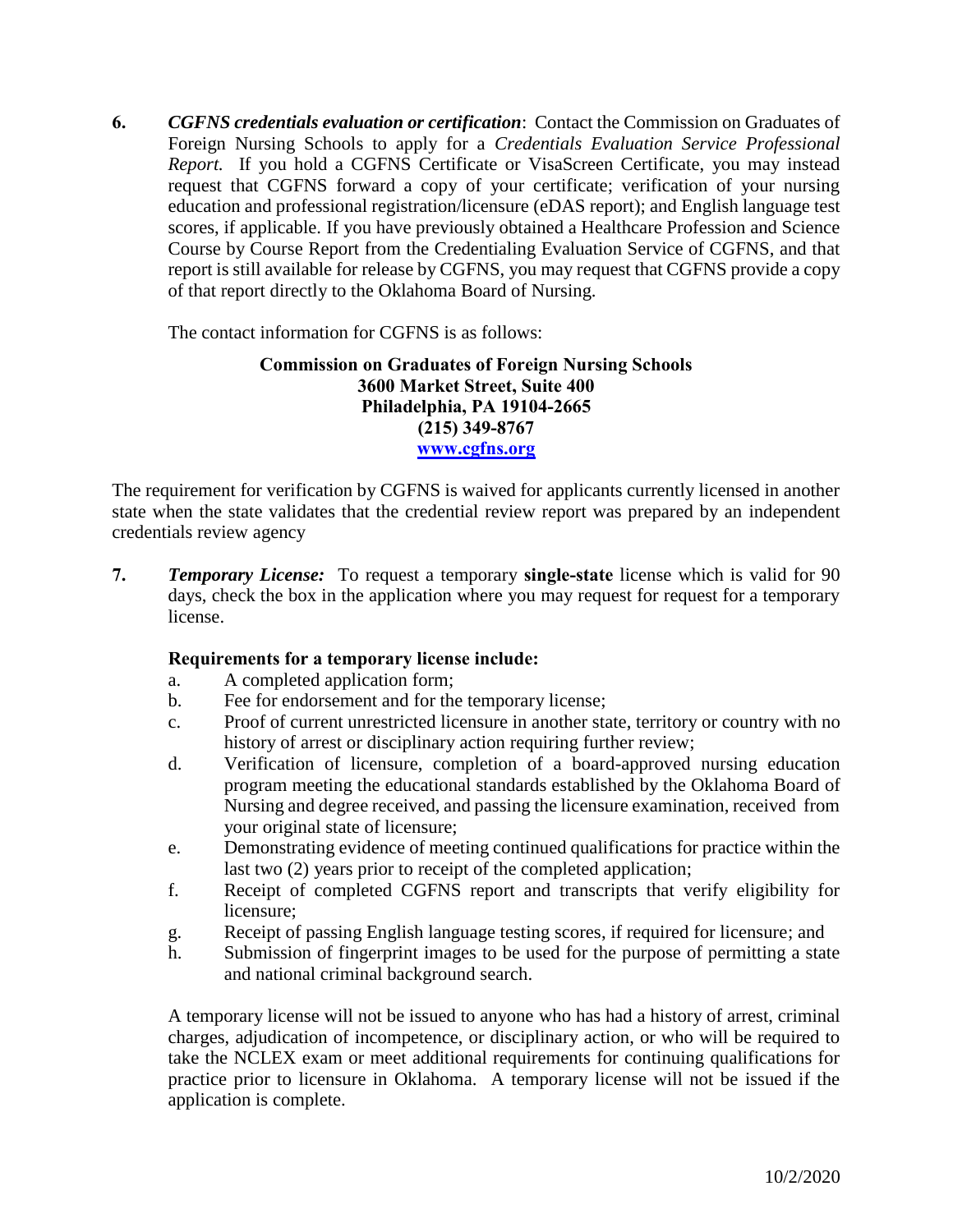**6.** ***CGFNS credentials evaluation or certification***: Contact the Commission on Graduates of Foreign Nursing Schools to apply for a *Credentials Evaluation Service Professional Report.* If you hold a CGFNS Certificate or VisaScreen Certificate, you may instead request that CGFNS forward a copy of your certificate; verification of your nursing education and professional registration/licensure (eDAS report); and English language test scores, if applicable. If you have previously obtained a Healthcare Profession and Science Course by Course Report from the Credentialing Evaluation Service of CGFNS, and that report is still available for release by CGFNS, you may request that CGFNS provide a copy of that report directly to the Oklahoma Board of Nursing.

The contact information for CGFNS is as follows:

**Commission on Graduates of Foreign Nursing Schools**
**3600 Market Street, Suite 400**
**Philadelphia, PA 19104-2665**
**(215) 349-8767**
**www.cgfns.org**

The requirement for verification by CGFNS is waived for applicants currently licensed in another state when the state validates that the credential review report was prepared by an independent credentials review agency

**7.** ***Temporary License:*** To request a temporary **single-state** license which is valid for 90 days, check the box in the application where you may request for request for a temporary license.

**Requirements for a temporary license include:**

a. A completed application form;
b. Fee for endorsement and for the temporary license;
c. Proof of current unrestricted licensure in another state, territory or country with no history of arrest or disciplinary action requiring further review;
d. Verification of licensure, completion of a board-approved nursing education program meeting the educational standards established by the Oklahoma Board of Nursing and degree received, and passing the licensure examination, received from your original state of licensure;
e. Demonstrating evidence of meeting continued qualifications for practice within the last two (2) years prior to receipt of the completed application;
f. Receipt of completed CGFNS report and transcripts that verify eligibility for licensure;
g. Receipt of passing English language testing scores, if required for licensure; and
h. Submission of fingerprint images to be used for the purpose of permitting a state and national criminal background search.

A temporary license will not be issued to anyone who has had a history of arrest, criminal charges, adjudication of incompetence, or disciplinary action, or who will be required to take the NCLEX exam or meet additional requirements for continuing qualifications for practice prior to licensure in Oklahoma. A temporary license will not be issued if the application is complete.

10/2/2020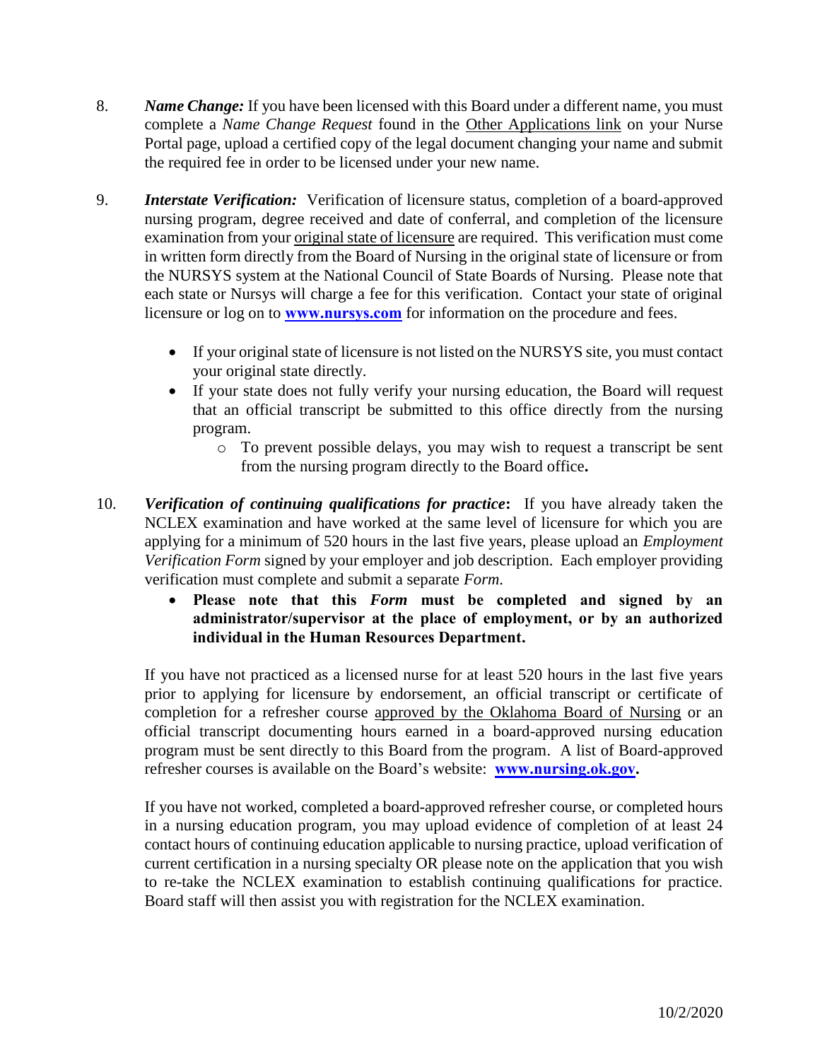8. ***Name Change:*** If you have been licensed with this Board under a different name, you must complete a *Name Change Request* found in the Other Applications link on your Nurse Portal page, upload a certified copy of the legal document changing your name and submit the required fee in order to be licensed under your new name.

9. ***Interstate Verification:*** Verification of licensure status, completion of a board-approved nursing program, degree received and date of conferral, and completion of the licensure examination from your original state of licensure are required. This verification must come in written form directly from the Board of Nursing in the original state of licensure or from the NURSYS system at the National Council of State Boards of Nursing. Please note that each state or Nursys will charge a fee for this verification. Contact your state of original licensure or log on to **www.nursys.com** for information on the procedure and fees.

   - If your original state of licensure is not listed on the NURSYS site, you must contact your original state directly.
   - If your state does not fully verify your nursing education, the Board will request that an official transcript be submitted to this office directly from the nursing program.
     - To prevent possible delays, you may wish to request a transcript be sent from the nursing program directly to the Board office**.**

10. ***Verification of continuing qualifications for practice*:** If you have already taken the NCLEX examination and have worked at the same level of licensure for which you are applying for a minimum of 520 hours in the last five years, please upload an *Employment Verification Form* signed by your employer and job description. Each employer providing verification must complete and submit a separate *Form.*

    - **Please note that this *Form* must be completed and signed by an administrator/supervisor at the place of employment, or by an authorized individual in the Human Resources Department.**

    If you have not practiced as a licensed nurse for at least 520 hours in the last five years prior to applying for licensure by endorsement, an official transcript or certificate of completion for a refresher course approved by the Oklahoma Board of Nursing or an official transcript documenting hours earned in a board-approved nursing education program must be sent directly to this Board from the program. A list of Board-approved refresher courses is available on the Board's website: **www.nursing.ok.gov.**

    If you have not worked, completed a board-approved refresher course, or completed hours in a nursing education program, you may upload evidence of completion of at least 24 contact hours of continuing education applicable to nursing practice, upload verification of current certification in a nursing specialty OR please note on the application that you wish to re-take the NCLEX examination to establish continuing qualifications for practice. Board staff will then assist you with registration for the NCLEX examination.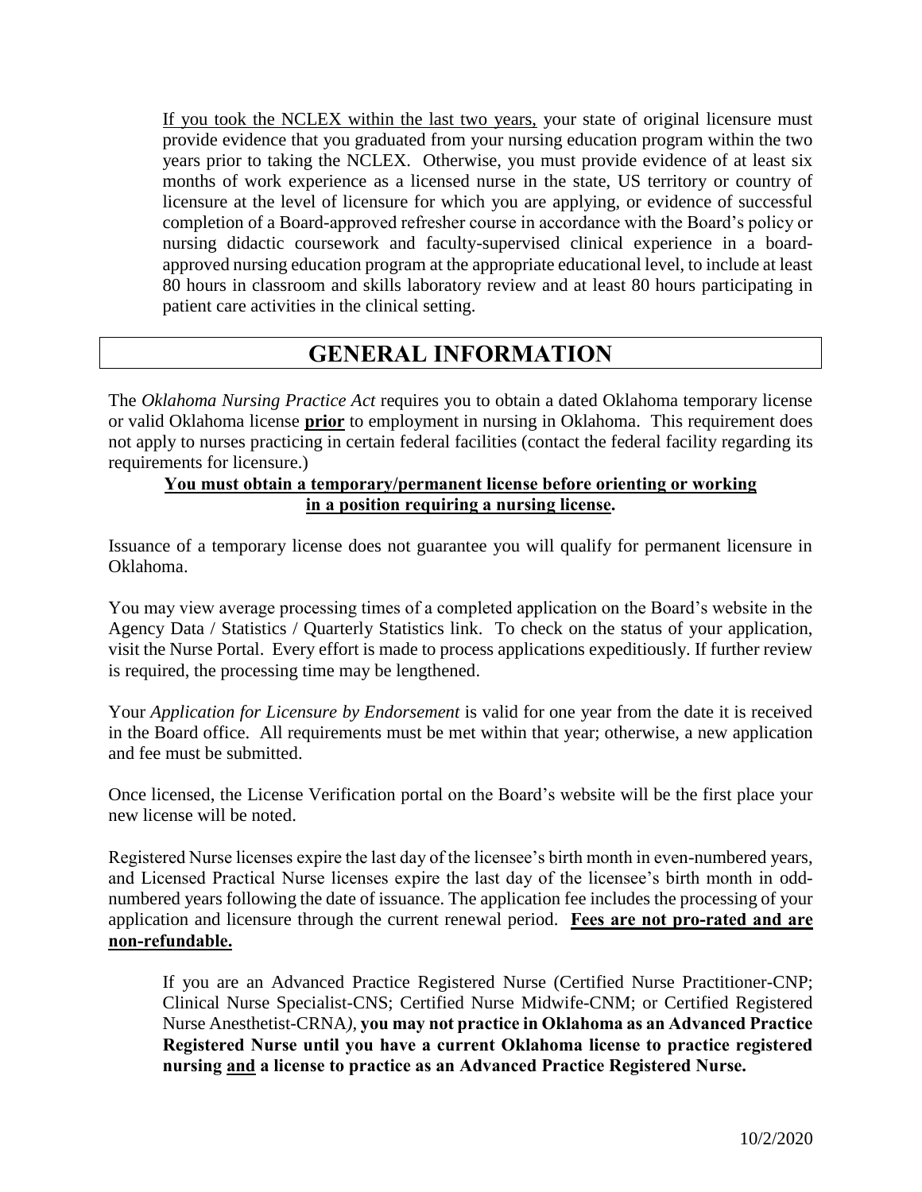If you took the NCLEX within the last two years, your state of original licensure must provide evidence that you graduated from your nursing education program within the two years prior to taking the NCLEX. Otherwise, you must provide evidence of at least six months of work experience as a licensed nurse in the state, US territory or country of licensure at the level of licensure for which you are applying, or evidence of successful completion of a Board-approved refresher course in accordance with the Board's policy or nursing didactic coursework and faculty-supervised clinical experience in a board-approved nursing education program at the appropriate educational level, to include at least 80 hours in classroom and skills laboratory review and at least 80 hours participating in patient care activities in the clinical setting.

# GENERAL INFORMATION

The *Oklahoma Nursing Practice Act* requires you to obtain a dated Oklahoma temporary license or valid Oklahoma license **prior** to employment in nursing in Oklahoma. This requirement does not apply to nurses practicing in certain federal facilities (contact the federal facility regarding its requirements for licensure.)

**You must obtain a temporary/permanent license before orienting or working in a position requiring a nursing license.**

Issuance of a temporary license does not guarantee you will qualify for permanent licensure in Oklahoma.

You may view average processing times of a completed application on the Board's website in the Agency Data / Statistics / Quarterly Statistics link. To check on the status of your application, visit the Nurse Portal. Every effort is made to process applications expeditiously. If further review is required, the processing time may be lengthened.

Your *Application for Licensure by Endorsement* is valid for one year from the date it is received in the Board office. All requirements must be met within that year; otherwise, a new application and fee must be submitted.

Once licensed, the License Verification portal on the Board's website will be the first place your new license will be noted.

Registered Nurse licenses expire the last day of the licensee's birth month in even-numbered years, and Licensed Practical Nurse licenses expire the last day of the licensee's birth month in odd-numbered years following the date of issuance. The application fee includes the processing of your application and licensure through the current renewal period. **Fees are not pro-rated and are non-refundable.**

If you are an Advanced Practice Registered Nurse (Certified Nurse Practitioner-CNP; Clinical Nurse Specialist-CNS; Certified Nurse Midwife-CNM; or Certified Registered Nurse Anesthetist-CRNA*)*, **you may not practice in Oklahoma as an Advanced Practice Registered Nurse until you have a current Oklahoma license to practice registered nursing and a license to practice as an Advanced Practice Registered Nurse.**

10/2/2020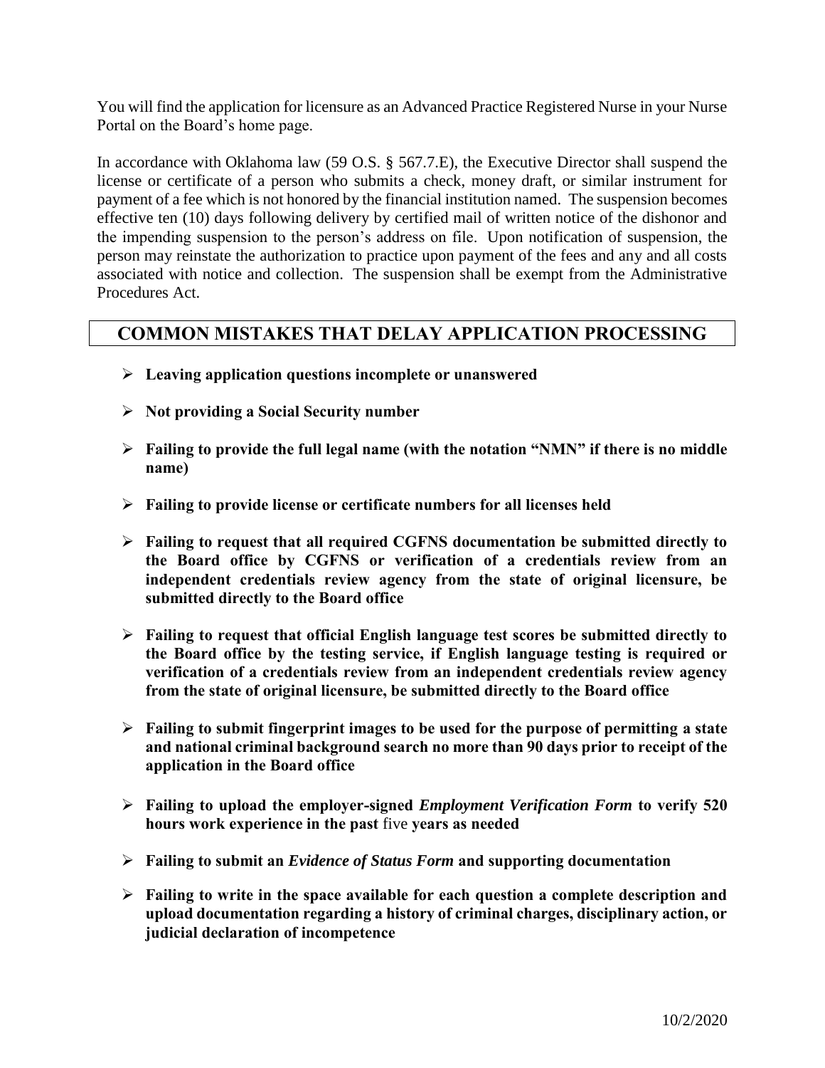You will find the application for licensure as an Advanced Practice Registered Nurse in your Nurse Portal on the Board's home page.

In accordance with Oklahoma law (59 O.S. § 567.7.E), the Executive Director shall suspend the license or certificate of a person who submits a check, money draft, or similar instrument for payment of a fee which is not honored by the financial institution named. The suspension becomes effective ten (10) days following delivery by certified mail of written notice of the dishonor and the impending suspension to the person's address on file. Upon notification of suspension, the person may reinstate the authorization to practice upon payment of the fees and any and all costs associated with notice and collection. The suspension shall be exempt from the Administrative Procedures Act.

## COMMON MISTAKES THAT DELAY APPLICATION PROCESSING

- **Leaving application questions incomplete or unanswered**
- **Not providing a Social Security number**
- **Failing to provide the full legal name (with the notation "NMN" if there is no middle name)**
- **Failing to provide license or certificate numbers for all licenses held**
- **Failing to request that all required CGFNS documentation be submitted directly to the Board office by CGFNS or verification of a credentials review from an independent credentials review agency from the state of original licensure, be submitted directly to the Board office**
- **Failing to request that official English language test scores be submitted directly to the Board office by the testing service, if English language testing is required or verification of a credentials review from an independent credentials review agency from the state of original licensure, be submitted directly to the Board office**
- **Failing to submit fingerprint images to be used for the purpose of permitting a state and national criminal background search no more than 90 days prior to receipt of the application in the Board office**
- **Failing to upload the employer-signed *Employment Verification Form* to verify 520 hours work experience in the past** five **years as needed**
- **Failing to submit an *Evidence of Status Form* and supporting documentation**
- **Failing to write in the space available for each question a complete description and upload documentation regarding a history of criminal charges, disciplinary action, or judicial declaration of incompetence**

10/2/2020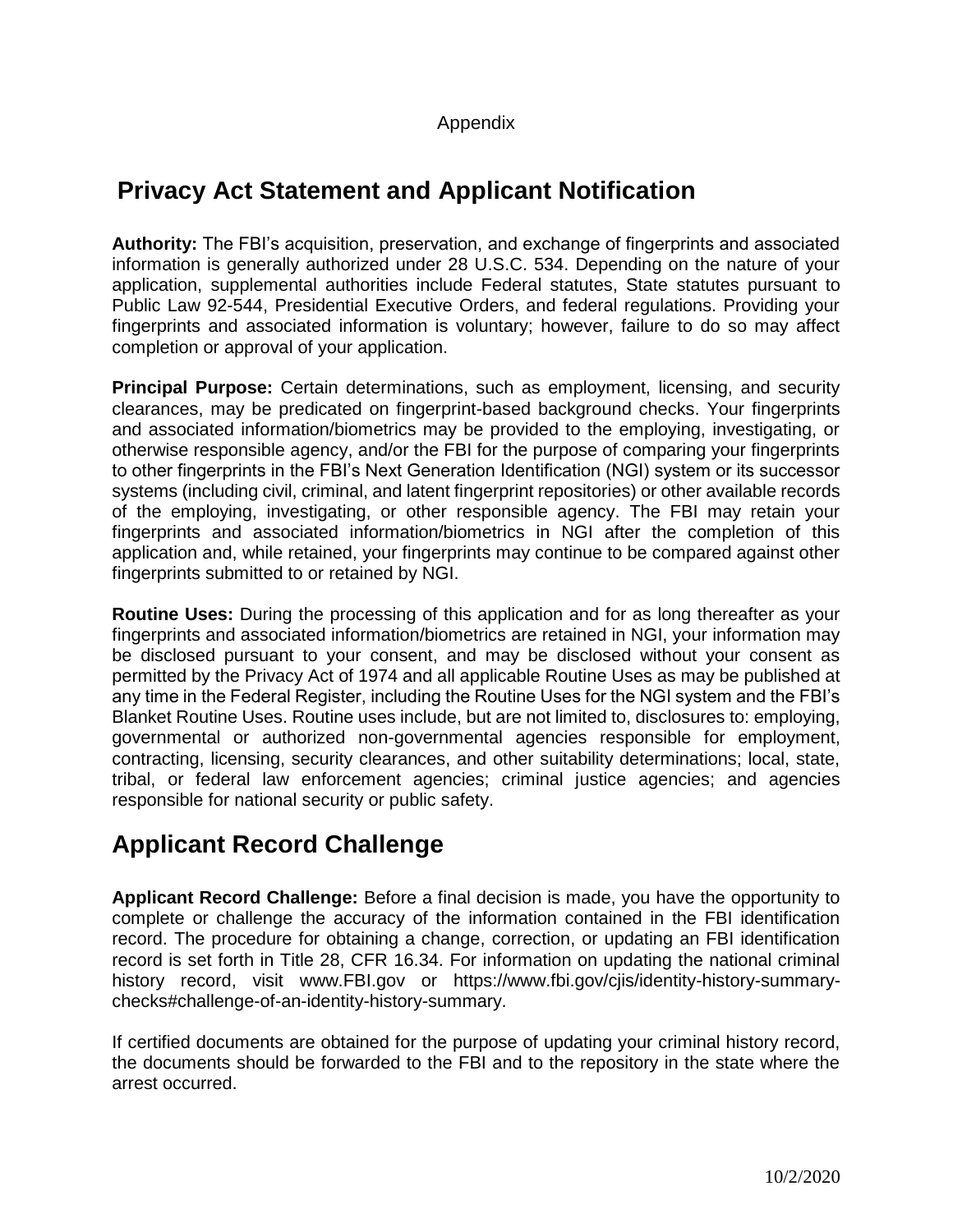Appendix

## Privacy Act Statement and Applicant Notification

**Authority:** The FBI's acquisition, preservation, and exchange of fingerprints and associated information is generally authorized under 28 U.S.C. 534. Depending on the nature of your application, supplemental authorities include Federal statutes, State statutes pursuant to Public Law 92-544, Presidential Executive Orders, and federal regulations. Providing your fingerprints and associated information is voluntary; however, failure to do so may affect completion or approval of your application.

**Principal Purpose:** Certain determinations, such as employment, licensing, and security clearances, may be predicated on fingerprint-based background checks. Your fingerprints and associated information/biometrics may be provided to the employing, investigating, or otherwise responsible agency, and/or the FBI for the purpose of comparing your fingerprints to other fingerprints in the FBI's Next Generation Identification (NGI) system or its successor systems (including civil, criminal, and latent fingerprint repositories) or other available records of the employing, investigating, or other responsible agency. The FBI may retain your fingerprints and associated information/biometrics in NGI after the completion of this application and, while retained, your fingerprints may continue to be compared against other fingerprints submitted to or retained by NGI.

**Routine Uses:** During the processing of this application and for as long thereafter as your fingerprints and associated information/biometrics are retained in NGI, your information may be disclosed pursuant to your consent, and may be disclosed without your consent as permitted by the Privacy Act of 1974 and all applicable Routine Uses as may be published at any time in the Federal Register, including the Routine Uses for the NGI system and the FBI's Blanket Routine Uses. Routine uses include, but are not limited to, disclosures to: employing, governmental or authorized non-governmental agencies responsible for employment, contracting, licensing, security clearances, and other suitability determinations; local, state, tribal, or federal law enforcement agencies; criminal justice agencies; and agencies responsible for national security or public safety.

## Applicant Record Challenge

**Applicant Record Challenge:** Before a final decision is made, you have the opportunity to complete or challenge the accuracy of the information contained in the FBI identification record. The procedure for obtaining a change, correction, or updating an FBI identification record is set forth in Title 28, CFR 16.34. For information on updating the national criminal history record, visit www.FBI.gov or https://www.fbi.gov/cjis/identity-history-summary-checks#challenge-of-an-identity-history-summary.

If certified documents are obtained for the purpose of updating your criminal history record, the documents should be forwarded to the FBI and to the repository in the state where the arrest occurred.

10/2/2020